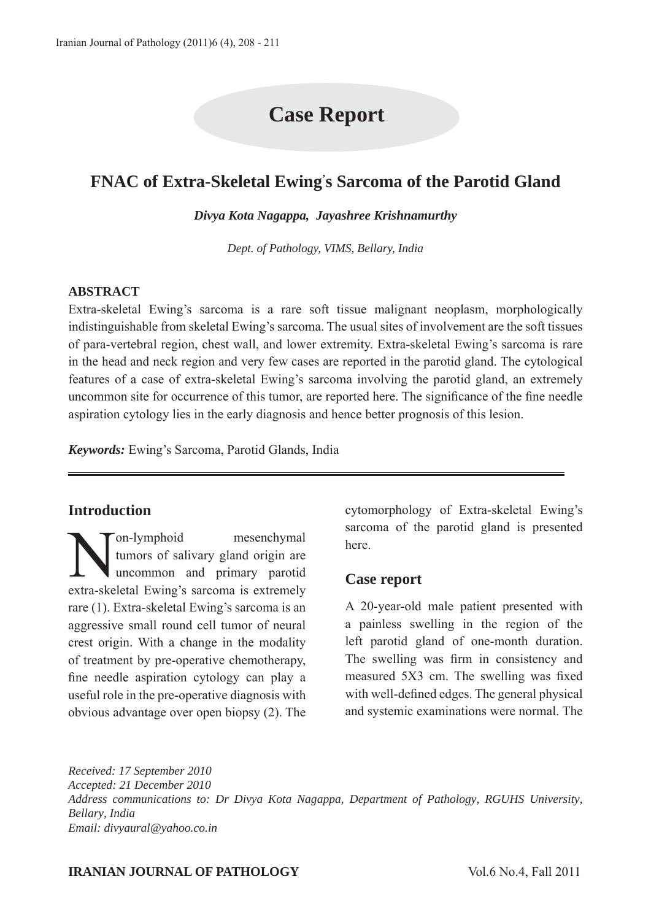# Case Report

## FNAC of Extra-Skeletal Ewing's Sarcoma of the Parotid Gland

***Divya Kota Nagappa, Jayashree Krishnamurthy***

*Dept. of Pathology, VIMS, Bellary, India*

### ABSTRACT

Extra-skeletal Ewing's sarcoma is a rare soft tissue malignant neoplasm, morphologically indistinguishable from skeletal Ewing's sarcoma. The usual sites of involvement are the soft tissues of para-vertebral region, chest wall, and lower extremity. Extra-skeletal Ewing's sarcoma is rare in the head and neck region and very few cases are reported in the parotid gland. The cytological features of a case of extra-skeletal Ewing's sarcoma involving the parotid gland, an extremely uncommon site for occurrence of this tumor, are reported here. The significance of the fine needle aspiration cytology lies in the early diagnosis and hence better prognosis of this lesion.

***Keywords:*** Ewing's Sarcoma, Parotid Glands, India

## Introduction

Non-lymphoid mesenchymal tumors of salivary gland origin are uncommon and primary parotid extra-skeletal Ewing's sarcoma is extremely rare (1). Extra-skeletal Ewing's sarcoma is an aggressive small round cell tumor of neural crest origin. With a change in the modality of treatment by pre-operative chemotherapy, fine needle aspiration cytology can play a useful role in the pre-operative diagnosis with obvious advantage over open biopsy (2). The cytomorphology of Extra-skeletal Ewing's sarcoma of the parotid gland is presented here.

## Case report

A 20-year-old male patient presented with a painless swelling in the region of the left parotid gland of one-month duration. The swelling was firm in consistency and measured 5X3 cm. The swelling was fixed with well-defined edges. The general physical and systemic examinations were normal. The

*Received: 17 September 2010*
*Accepted: 21 December 2010*
*Address communications to: Dr Divya Kota Nagappa, Department of Pathology, RGUHS University, Bellary, India*
*Email: divyaural@yahoo.co.in*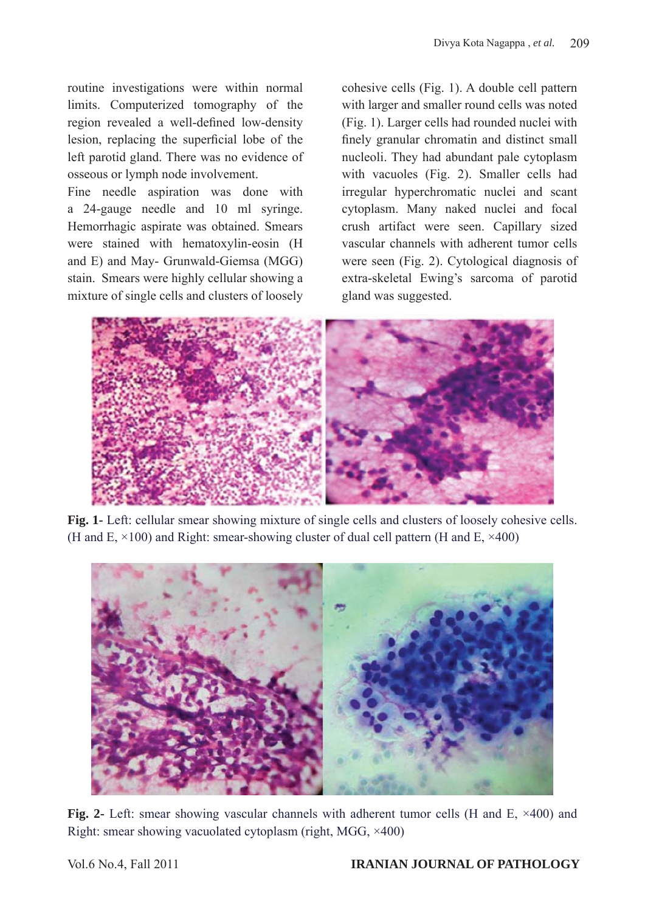routine investigations were within normal limits. Computerized tomography of the region revealed a well-defined low-density lesion, replacing the superficial lobe of the left parotid gland. There was no evidence of osseous or lymph node involvement.

Fine needle aspiration was done with a 24-gauge needle and 10 ml syringe. Hemorrhagic aspirate was obtained. Smears were stained with hematoxylin-eosin (H and E) and May- Grunwald-Giemsa (MGG) stain. Smears were highly cellular showing a mixture of single cells and clusters of loosely cohesive cells (Fig. 1). A double cell pattern with larger and smaller round cells was noted (Fig. 1). Larger cells had rounded nuclei with finely granular chromatin and distinct small nucleoli. They had abundant pale cytoplasm with vacuoles (Fig. 2). Smaller cells had irregular hyperchromatic nuclei and scant cytoplasm. Many naked nuclei and focal crush artifact were seen. Capillary sized vascular channels with adherent tumor cells were seen (Fig. 2). Cytological diagnosis of extra-skeletal Ewing's sarcoma of parotid gland was suggested.

**Fig. 1-** Left: cellular smear showing mixture of single cells and clusters of loosely cohesive cells. (H and E, ×100) and Right: smear-showing cluster of dual cell pattern (H and E, ×400)

**Fig. 2-** Left: smear showing vascular channels with adherent tumor cells (H and E, ×400) and Right: smear showing vacuolated cytoplasm (right, MGG, ×400)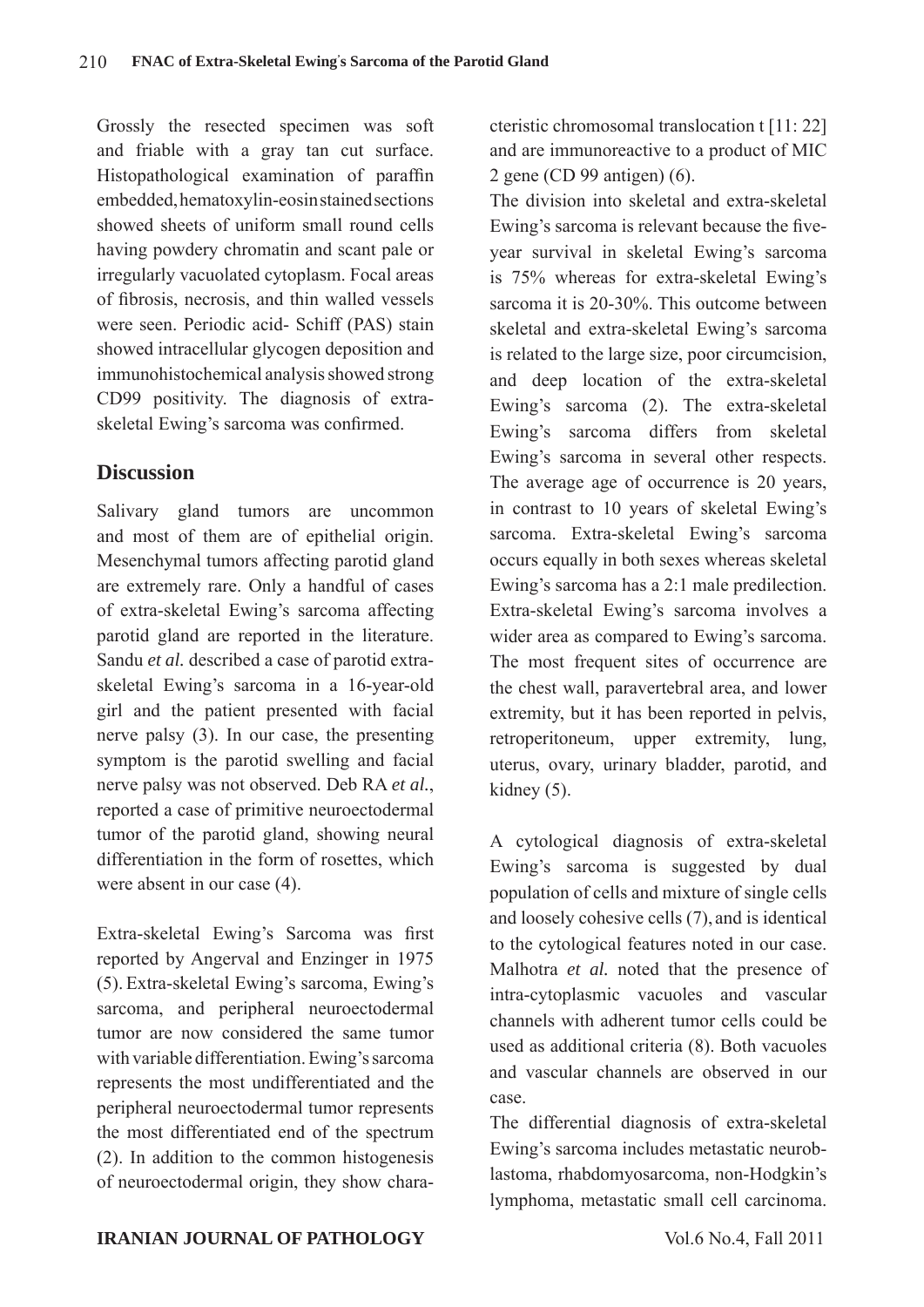Grossly the resected specimen was soft and friable with a gray tan cut surface. Histopathological examination of paraffin embedded, hematoxylin-eosin stained sections showed sheets of uniform small round cells having powdery chromatin and scant pale or irregularly vacuolated cytoplasm. Focal areas of fibrosis, necrosis, and thin walled vessels were seen. Periodic acid- Schiff (PAS) stain showed intracellular glycogen deposition and immunohistochemical analysis showed strong CD99 positivity. The diagnosis of extra-skeletal Ewing's sarcoma was confirmed.

## Discussion

Salivary gland tumors are uncommon and most of them are of epithelial origin. Mesenchymal tumors affecting parotid gland are extremely rare. Only a handful of cases of extra-skeletal Ewing's sarcoma affecting parotid gland are reported in the literature. Sandu *et al.* described a case of parotid extra-skeletal Ewing's sarcoma in a 16-year-old girl and the patient presented with facial nerve palsy (3). In our case, the presenting symptom is the parotid swelling and facial nerve palsy was not observed. Deb RA *et al.*, reported a case of primitive neuroectodermal tumor of the parotid gland, showing neural differentiation in the form of rosettes, which were absent in our case (4).

Extra-skeletal Ewing's Sarcoma was first reported by Angerval and Enzinger in 1975 (5). Extra-skeletal Ewing's sarcoma, Ewing's sarcoma, and peripheral neuroectodermal tumor are now considered the same tumor with variable differentiation. Ewing's sarcoma represents the most undifferentiated and the peripheral neuroectodermal tumor represents the most differentiated end of the spectrum (2). In addition to the common histogenesis of neuroectodermal origin, they show characteristic chromosomal translocation t [11: 22] and are immunoreactive to a product of MIC 2 gene (CD 99 antigen) (6).

The division into skeletal and extra-skeletal Ewing's sarcoma is relevant because the five-year survival in skeletal Ewing's sarcoma is 75% whereas for extra-skeletal Ewing's sarcoma it is 20-30%. This outcome between skeletal and extra-skeletal Ewing's sarcoma is related to the large size, poor circumcision, and deep location of the extra-skeletal Ewing's sarcoma (2). The extra-skeletal Ewing's sarcoma differs from skeletal Ewing's sarcoma in several other respects. The average age of occurrence is 20 years, in contrast to 10 years of skeletal Ewing's sarcoma. Extra-skeletal Ewing's sarcoma occurs equally in both sexes whereas skeletal Ewing's sarcoma has a 2:1 male predilection. Extra-skeletal Ewing's sarcoma involves a wider area as compared to Ewing's sarcoma. The most frequent sites of occurrence are the chest wall, paravertebral area, and lower extremity, but it has been reported in pelvis, retroperitoneum, upper extremity, lung, uterus, ovary, urinary bladder, parotid, and kidney (5).

A cytological diagnosis of extra-skeletal Ewing's sarcoma is suggested by dual population of cells and mixture of single cells and loosely cohesive cells (7), and is identical to the cytological features noted in our case. Malhotra *et al.* noted that the presence of intra-cytoplasmic vacuoles and vascular channels with adherent tumor cells could be used as additional criteria (8). Both vacuoles and vascular channels are observed in our case.

The differential diagnosis of extra-skeletal Ewing's sarcoma includes metastatic neuroblastoma, rhabdomyosarcoma, non-Hodgkin's lymphoma, metastatic small cell carcinoma.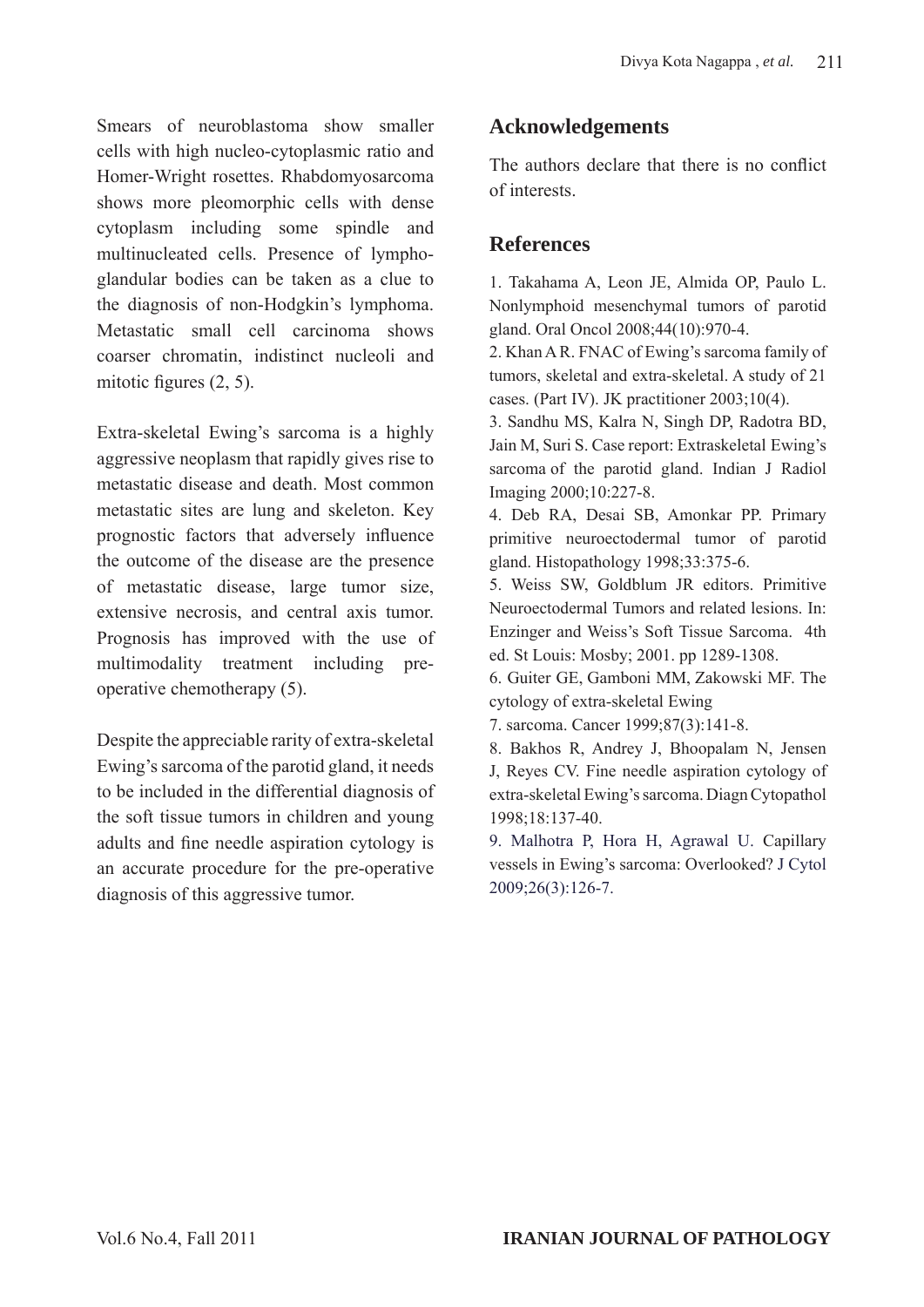Smears of neuroblastoma show smaller cells with high nucleo-cytoplasmic ratio and Homer-Wright rosettes. Rhabdomyosarcoma shows more pleomorphic cells with dense cytoplasm including some spindle and multinucleated cells. Presence of lymphoglandular bodies can be taken as a clue to the diagnosis of non-Hodgkin's lymphoma. Metastatic small cell carcinoma shows coarser chromatin, indistinct nucleoli and mitotic figures (2, 5).

Extra-skeletal Ewing's sarcoma is a highly aggressive neoplasm that rapidly gives rise to metastatic disease and death. Most common metastatic sites are lung and skeleton. Key prognostic factors that adversely influence the outcome of the disease are the presence of metastatic disease, large tumor size, extensive necrosis, and central axis tumor. Prognosis has improved with the use of multimodality treatment including pre-operative chemotherapy (5).

Despite the appreciable rarity of extra-skeletal Ewing's sarcoma of the parotid gland, it needs to be included in the differential diagnosis of the soft tissue tumors in children and young adults and fine needle aspiration cytology is an accurate procedure for the pre-operative diagnosis of this aggressive tumor.

## Acknowledgements

The authors declare that there is no conflict of interests.

## References

1. Takahama A, Leon JE, Almida OP, Paulo L. Nonlymphoid mesenchymal tumors of parotid gland. Oral Oncol 2008;44(10):970-4.
2. Khan A R. FNAC of Ewing's sarcoma family of tumors, skeletal and extra-skeletal. A study of 21 cases. (Part IV). JK practitioner 2003;10(4).
3. Sandhu MS, Kalra N, Singh DP, Radotra BD, Jain M, Suri S. Case report: Extraskeletal Ewing's sarcoma of the parotid gland. Indian J Radiol Imaging 2000;10:227-8.
4. Deb RA, Desai SB, Amonkar PP. Primary primitive neuroectodermal tumor of parotid gland. Histopathology 1998;33:375-6.
5. Weiss SW, Goldblum JR editors. Primitive Neuroectodermal Tumors and related lesions. In: Enzinger and Weiss's Soft Tissue Sarcoma. 4th ed. St Louis: Mosby; 2001. pp 1289-1308.
6. Guiter GE, Gamboni MM, Zakowski MF. The cytology of extra-skeletal Ewing
7. sarcoma. Cancer 1999;87(3):141-8.
8. Bakhos R, Andrey J, Bhoopalam N, Jensen J, Reyes CV. Fine needle aspiration cytology of extra-skeletal Ewing's sarcoma. Diagn Cytopathol 1998;18:137-40.
9. Malhotra P, Hora H, Agrawal U. Capillary vessels in Ewing's sarcoma: Overlooked? J Cytol 2009;26(3):126-7.